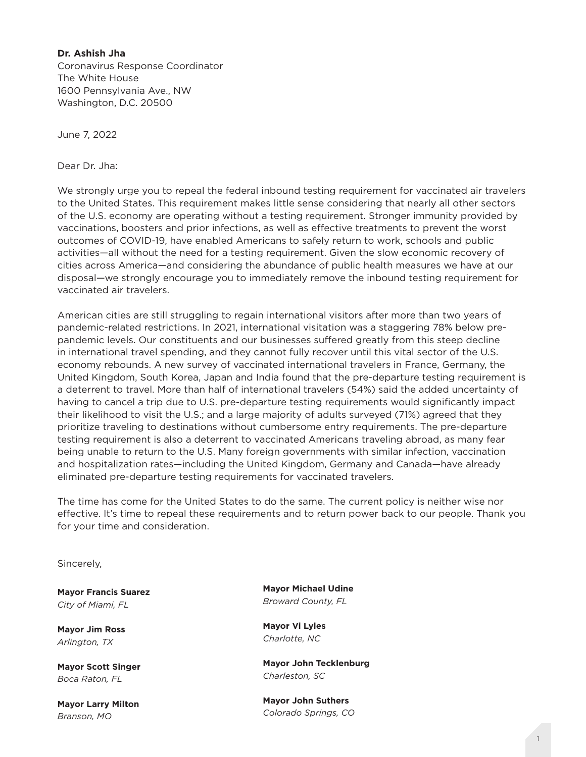**Dr. Ashish Jha**
Coronavirus Response Coordinator
The White House
1600 Pennsylvania Ave., NW
Washington, D.C. 20500

June 7, 2022

Dear Dr. Jha:

We strongly urge you to repeal the federal inbound testing requirement for vaccinated air travelers to the United States. This requirement makes little sense considering that nearly all other sectors of the U.S. economy are operating without a testing requirement. Stronger immunity provided by vaccinations, boosters and prior infections, as well as effective treatments to prevent the worst outcomes of COVID-19, have enabled Americans to safely return to work, schools and public activities—all without the need for a testing requirement. Given the slow economic recovery of cities across America—and considering the abundance of public health measures we have at our disposal—we strongly encourage you to immediately remove the inbound testing requirement for vaccinated air travelers.

American cities are still struggling to regain international visitors after more than two years of pandemic-related restrictions. In 2021, international visitation was a staggering 78% below pre-pandemic levels. Our constituents and our businesses suffered greatly from this steep decline in international travel spending, and they cannot fully recover until this vital sector of the U.S. economy rebounds. A new survey of vaccinated international travelers in France, Germany, the United Kingdom, South Korea, Japan and India found that the pre-departure testing requirement is a deterrent to travel. More than half of international travelers (54%) said the added uncertainty of having to cancel a trip due to U.S. pre-departure testing requirements would significantly impact their likelihood to visit the U.S.; and a large majority of adults surveyed (71%) agreed that they prioritize traveling to destinations without cumbersome entry requirements. The pre-departure testing requirement is also a deterrent to vaccinated Americans traveling abroad, as many fear being unable to return to the U.S. Many foreign governments with similar infection, vaccination and hospitalization rates—including the United Kingdom, Germany and Canada—have already eliminated pre-departure testing requirements for vaccinated travelers.

The time has come for the United States to do the same. The current policy is neither wise nor effective. It's time to repeal these requirements and to return power back to our people. Thank you for your time and consideration.

Sincerely,

**Mayor Francis Suarez**
*City of Miami, FL*

**Mayor Jim Ross**
*Arlington, TX*

**Mayor Scott Singer**
*Boca Raton, FL*

**Mayor Larry Milton**
*Branson, MO*

**Mayor Michael Udine**
*Broward County, FL*

**Mayor Vi Lyles**
*Charlotte, NC*

**Mayor John Tecklenburg**
*Charleston, SC*

**Mayor John Suthers**
*Colorado Springs, CO*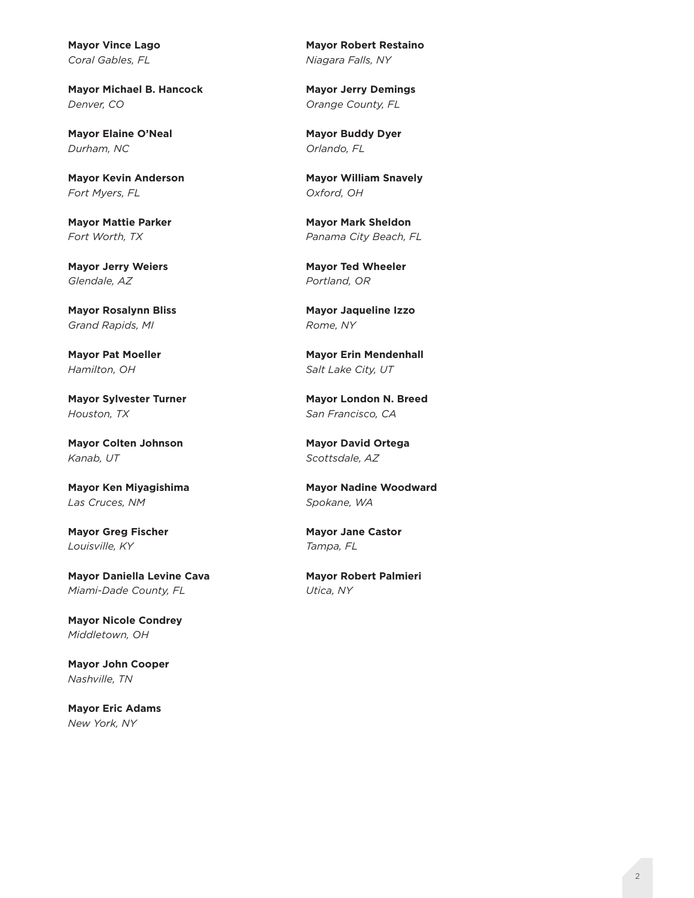**Mayor Vince Lago**
*Coral Gables, FL*

**Mayor Michael B. Hancock**
*Denver, CO*

**Mayor Elaine O'Neal**
*Durham, NC*

**Mayor Kevin Anderson**
*Fort Myers, FL*

**Mayor Mattie Parker**
*Fort Worth, TX*

**Mayor Jerry Weiers**
*Glendale, AZ*

**Mayor Rosalynn Bliss**
*Grand Rapids, MI*

**Mayor Pat Moeller**
*Hamilton, OH*

**Mayor Sylvester Turner**
*Houston, TX*

**Mayor Colten Johnson**
*Kanab, UT*

**Mayor Ken Miyagishima**
*Las Cruces, NM*

**Mayor Greg Fischer**
*Louisville, KY*

**Mayor Daniella Levine Cava**
*Miami-Dade County, FL*

**Mayor Nicole Condrey**
*Middletown, OH*

**Mayor John Cooper**
*Nashville, TN*

**Mayor Eric Adams**
*New York, NY*

**Mayor Robert Restaino**
*Niagara Falls, NY*

**Mayor Jerry Demings**
*Orange County, FL*

**Mayor Buddy Dyer**
*Orlando, FL*

**Mayor William Snavely**
*Oxford, OH*

**Mayor Mark Sheldon**
*Panama City Beach, FL*

**Mayor Ted Wheeler**
*Portland, OR*

**Mayor Jaqueline Izzo**
*Rome, NY*

**Mayor Erin Mendenhall**
*Salt Lake City, UT*

**Mayor London N. Breed**
*San Francisco, CA*

**Mayor David Ortega**
*Scottsdale, AZ*

**Mayor Nadine Woodward**
*Spokane, WA*

**Mayor Jane Castor**
*Tampa, FL*

**Mayor Robert Palmieri**
*Utica, NY*